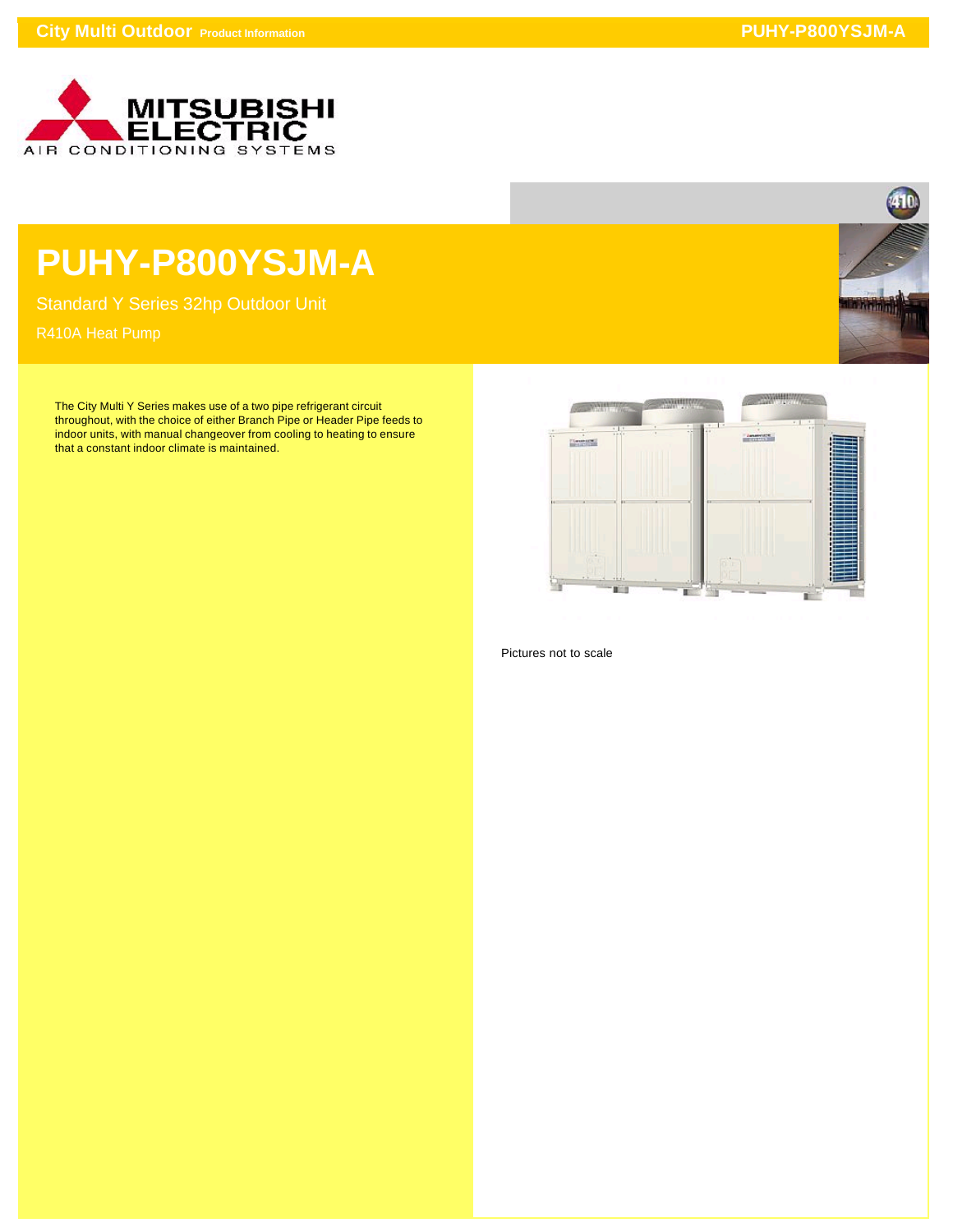# PUHY-P800YSJM-A

Standard Y Series 32hp Outdoor Unit

R410A Heat Pump

The City Multi Y Series makes use of a two pipe refrigerant circuit throughout, with the choice of either Branch Pipe or Header Pipe feeds to indoor units, with manual changeover from cooling to heating to ensure that a constant indoor climate is maintained.

Pictures not to scale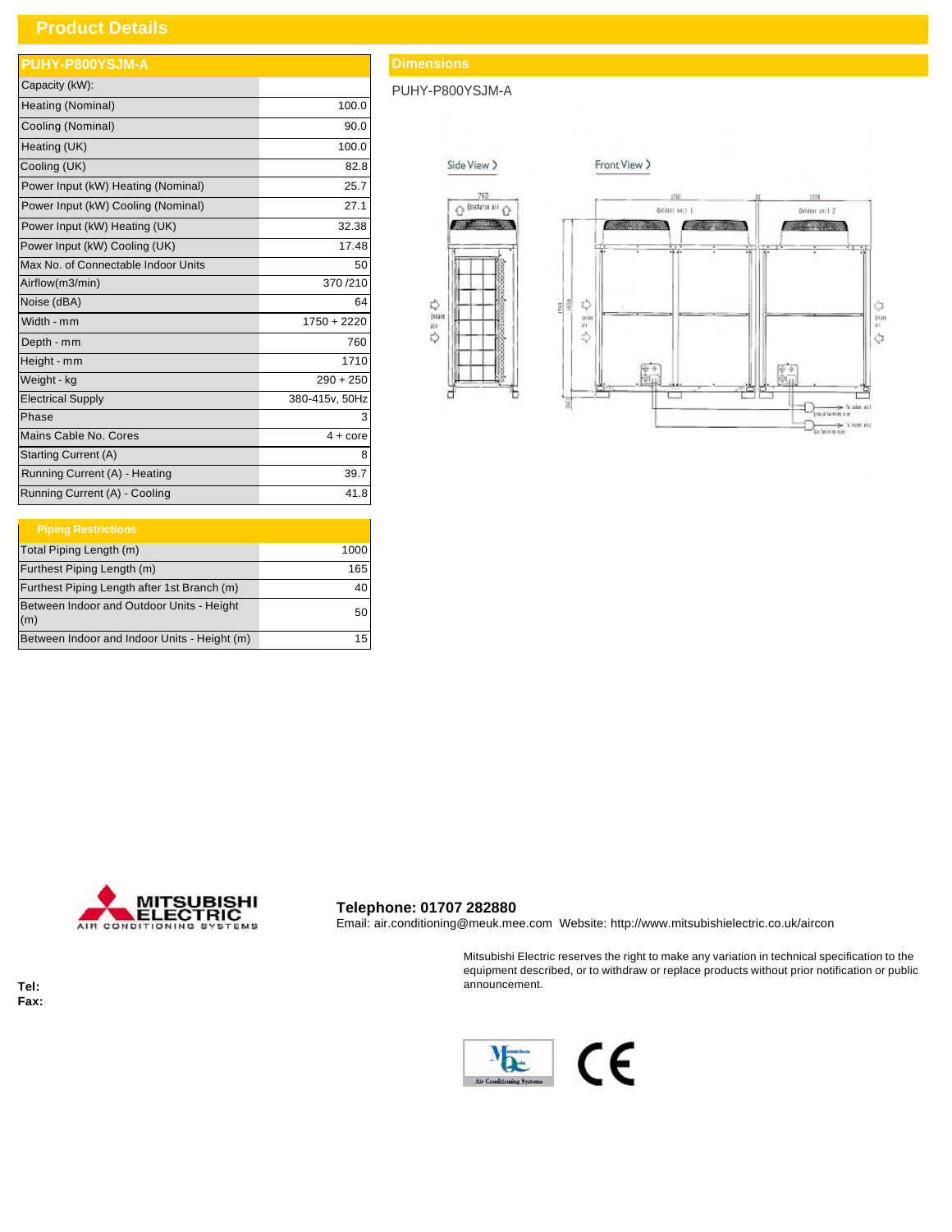## Product Details

| PUHY-P800YSJM-A | |
|---|---|
| Capacity (kW): | |
| Heating (Nominal) | 100.0 |
| Cooling (Nominal) | 90.0 |
| Heating (UK) | 100.0 |
| Cooling (UK) | 82.8 |
| Power Input (kW) Heating (Nominal) | 25.7 |
| Power Input (kW) Cooling (Nominal) | 27.1 |
| Power Input (kW) Heating (UK) | 32.38 |
| Power Input (kW) Cooling (UK) | 17.48 |
| Max No. of Connectable Indoor Units | 50 |
| Airflow(m3/min) | 370 /210 |
| Noise (dBA) | 64 |
| Width - mm | 1750 + 2220 |
| Depth - mm | 760 |
| Height - mm | 1710 |
| Weight - kg | 290 + 250 |
| Electrical Supply | 380-415v, 50Hz |
| Phase | 3 |
| Mains Cable No. Cores | 4 + core |
| Starting Current (A) | 8 |
| Running Current (A) - Heating | 39.7 |
| Running Current (A) - Cooling | 41.8 |

| Piping Restrictions | |
|---|---|
| Total Piping Length (m) | 1000 |
| Furthest Piping Length (m) | 165 |
| Furthest Piping Length after 1st Branch (m) | 40 |
| Between Indoor and Outdoor Units - Height (m) | 50 |
| Between Indoor and Indoor Units - Height (m) | 15 |

### Dimensions

PUHY-P800YSJM-A

Side View

Front View

**Telephone: 01707 282880**

Email: air.conditioning@meuk.mee.com Website: http://www.mitsubishielectric.co.uk/aircon

Mitsubishi Electric reserves the right to make any variation in technical specification to the equipment described, or to withdraw or replace products without prior notification or public announcement.

**Tel:**

**Fax:**